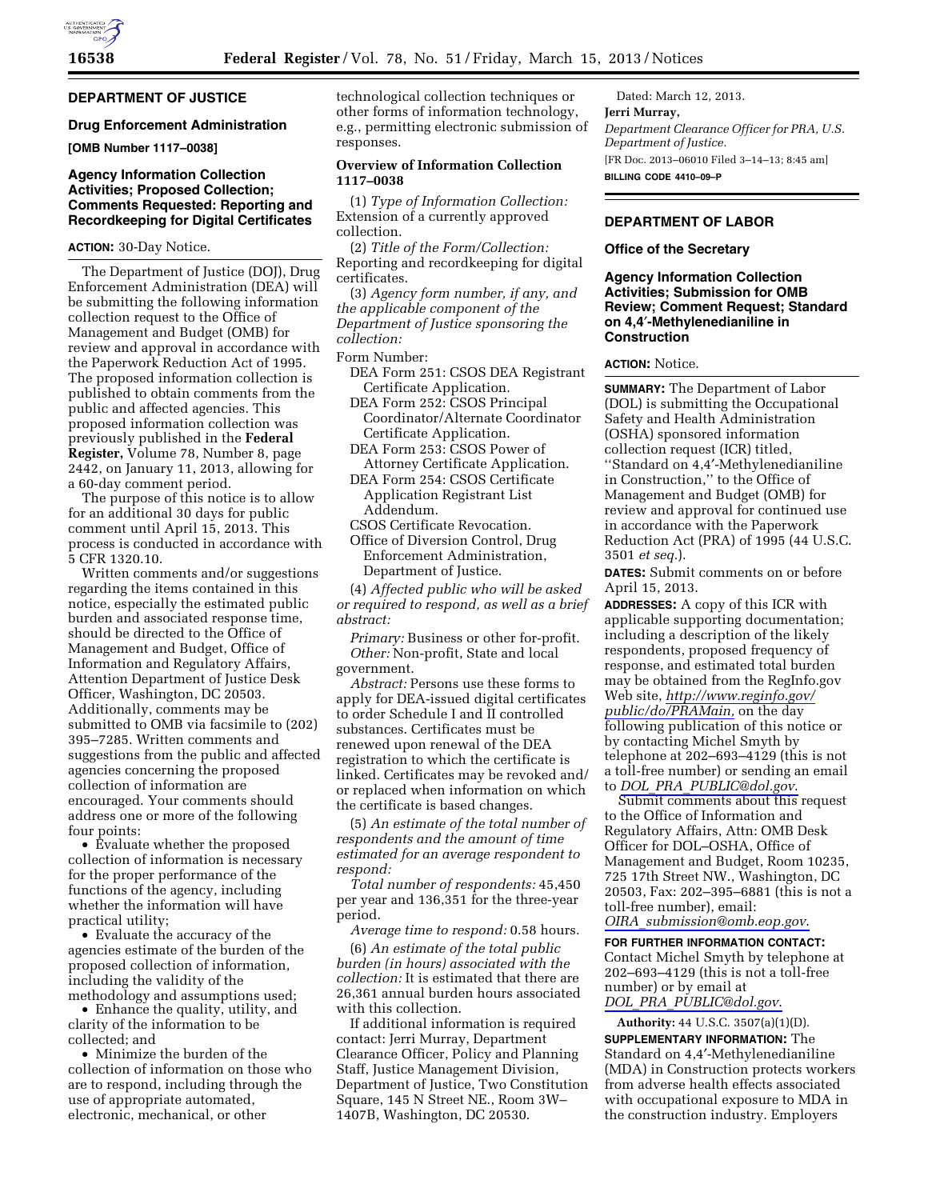## DEPARTMENT OF JUSTICE

### Drug Enforcement Administration

**[OMB Number 1117–0038]**

### Agency Information Collection Activities; Proposed Collection; Comments Requested: Reporting and Recordkeeping for Digital Certificates

**ACTION:** 30-Day Notice.

The Department of Justice (DOJ), Drug Enforcement Administration (DEA) will be submitting the following information collection request to the Office of Management and Budget (OMB) for review and approval in accordance with the Paperwork Reduction Act of 1995. The proposed information collection is published to obtain comments from the public and affected agencies. This proposed information collection was previously published in the **Federal Register,** Volume 78, Number 8, page 2442, on January 11, 2013, allowing for a 60-day comment period.

The purpose of this notice is to allow for an additional 30 days for public comment until April 15, 2013. This process is conducted in accordance with 5 CFR 1320.10.

Written comments and/or suggestions regarding the items contained in this notice, especially the estimated public burden and associated response time, should be directed to the Office of Management and Budget, Office of Information and Regulatory Affairs, Attention Department of Justice Desk Officer, Washington, DC 20503. Additionally, comments may be submitted to OMB via facsimile to (202) 395–7285. Written comments and suggestions from the public and affected agencies concerning the proposed collection of information are encouraged. Your comments should address one or more of the following four points:

- Evaluate whether the proposed collection of information is necessary for the proper performance of the functions of the agency, including whether the information will have practical utility;
- Evaluate the accuracy of the agencies estimate of the burden of the proposed collection of information, including the validity of the methodology and assumptions used;
- Enhance the quality, utility, and clarity of the information to be collected; and
- Minimize the burden of the collection of information on those who are to respond, including through the use of appropriate automated, electronic, mechanical, or other technological collection techniques or other forms of information technology, e.g., permitting electronic submission of responses.

**Overview of Information Collection 1117–0038**

(1) *Type of Information Collection:* Extension of a currently approved collection.

(2) *Title of the Form/Collection:* Reporting and recordkeeping for digital certificates.

(3) *Agency form number, if any, and the applicable component of the Department of Justice sponsoring the collection:*

Form Number:

DEA Form 251: CSOS DEA Registrant Certificate Application.
DEA Form 252: CSOS Principal Coordinator/Alternate Coordinator Certificate Application.
DEA Form 253: CSOS Power of Attorney Certificate Application.
DEA Form 254: CSOS Certificate Application Registrant List Addendum.
CSOS Certificate Revocation.
Office of Diversion Control, Drug Enforcement Administration, Department of Justice.

(4) *Affected public who will be asked or required to respond, as well as a brief abstract:*

*Primary:* Business or other for-profit.
*Other:* Non-profit, State and local government.

*Abstract:* Persons use these forms to apply for DEA-issued digital certificates to order Schedule I and II controlled substances. Certificates must be renewed upon renewal of the DEA registration to which the certificate is linked. Certificates may be revoked and/or replaced when information on which the certificate is based changes.

(5) *An estimate of the total number of respondents and the amount of time estimated for an average respondent to respond:*

*Total number of respondents:* 45,450 per year and 136,351 for the three-year period.

*Average time to respond:* 0.58 hours.

(6) *An estimate of the total public burden (in hours) associated with the collection:* It is estimated that there are 26,361 annual burden hours associated with this collection.

If additional information is required contact: Jerri Murray, Department Clearance Officer, Policy and Planning Staff, Justice Management Division, Department of Justice, Two Constitution Square, 145 N Street NE., Room 3W–1407B, Washington, DC 20530.

Dated: March 12, 2013.

**Jerri Murray,**

*Department Clearance Officer for PRA, U.S. Department of Justice.*

[FR Doc. 2013–06010 Filed 3–14–13; 8:45 am]

**BILLING CODE 4410–09–P**

## DEPARTMENT OF LABOR

### Office of the Secretary

### Agency Information Collection Activities; Submission for OMB Review; Comment Request; Standard on 4,4′-Methylenedianiline in Construction

**ACTION:** Notice.

**SUMMARY:** The Department of Labor (DOL) is submitting the Occupational Safety and Health Administration (OSHA) sponsored information collection request (ICR) titled, ''Standard on 4,4′-Methylenedianiline in Construction,'' to the Office of Management and Budget (OMB) for review and approval for continued use in accordance with the Paperwork Reduction Act (PRA) of 1995 (44 U.S.C. 3501 *et seq.*).

**DATES:** Submit comments on or before April 15, 2013.

**ADDRESSES:** A copy of this ICR with applicable supporting documentation; including a description of the likely respondents, proposed frequency of response, and estimated total burden may be obtained from the RegInfo.gov Web site, *http://www.reginfo.gov/public/do/PRAMain,* on the day following publication of this notice or by contacting Michel Smyth by telephone at 202–693–4129 (this is not a toll-free number) or sending an email to *DOL_PRA_PUBLIC@dol.gov.*

Submit comments about this request to the Office of Information and Regulatory Affairs, Attn: OMB Desk Officer for DOL–OSHA, Office of Management and Budget, Room 10235, 725 17th Street NW., Washington, DC 20503, Fax: 202–395–6881 (this is not a toll-free number), email: *OIRA_submission@omb.eop.gov.*

**FOR FURTHER INFORMATION CONTACT:** Contact Michel Smyth by telephone at 202–693–4129 (this is not a toll-free number) or by email at *DOL_PRA_PUBLIC@dol.gov.*

**Authority:** 44 U.S.C. 3507(a)(1)(D).

**SUPPLEMENTARY INFORMATION:** The Standard on 4,4′-Methylenedianiline (MDA) in Construction protects workers from adverse health effects associated with occupational exposure to MDA in the construction industry. Employers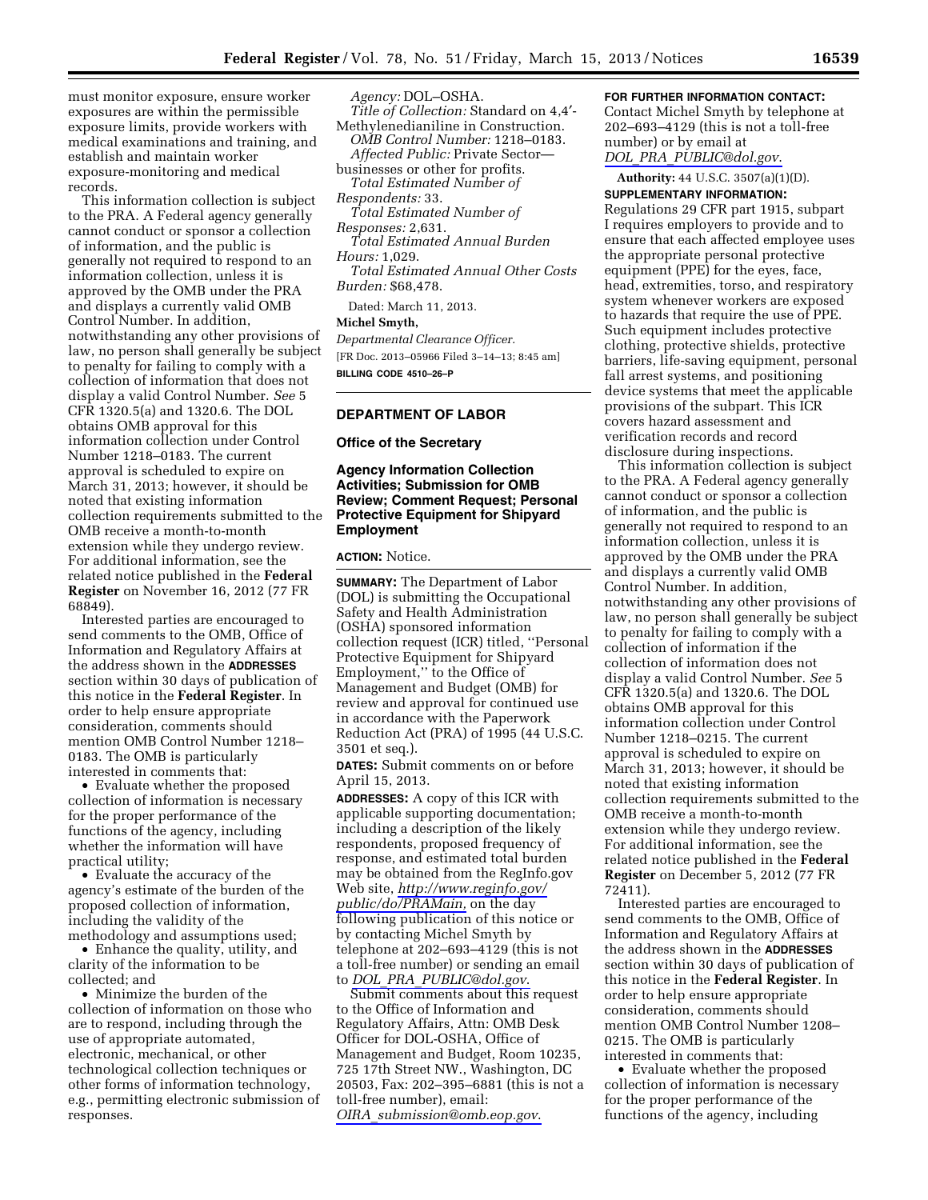must monitor exposure, ensure worker exposures are within the permissible exposure limits, provide workers with medical examinations and training, and establish and maintain worker exposure-monitoring and medical records.

This information collection is subject to the PRA. A Federal agency generally cannot conduct or sponsor a collection of information, and the public is generally not required to respond to an information collection, unless it is approved by the OMB under the PRA and displays a currently valid OMB Control Number. In addition, notwithstanding any other provisions of law, no person shall generally be subject to penalty for failing to comply with a collection of information that does not display a valid Control Number. *See* 5 CFR 1320.5(a) and 1320.6. The DOL obtains OMB approval for this information collection under Control Number 1218–0183. The current approval is scheduled to expire on March 31, 2013; however, it should be noted that existing information collection requirements submitted to the OMB receive a month-to-month extension while they undergo review. For additional information, see the related notice published in the **Federal Register** on November 16, 2012 (77 FR 68849).

Interested parties are encouraged to send comments to the OMB, Office of Information and Regulatory Affairs at the address shown in the **ADDRESSES** section within 30 days of publication of this notice in the **Federal Register**. In order to help ensure appropriate consideration, comments should mention OMB Control Number 1218–0183. The OMB is particularly interested in comments that:

- Evaluate whether the proposed collection of information is necessary for the proper performance of the functions of the agency, including whether the information will have practical utility;
- Evaluate the accuracy of the agency's estimate of the burden of the proposed collection of information, including the validity of the methodology and assumptions used;
- Enhance the quality, utility, and clarity of the information to be collected; and
- Minimize the burden of the collection of information on those who are to respond, including through the use of appropriate automated, electronic, mechanical, or other technological collection techniques or other forms of information technology, e.g., permitting electronic submission of responses.

*Agency:* DOL–OSHA.

*Title of Collection:* Standard on 4,4′-Methylenedianiline in Construction.

*OMB Control Number:* 1218–0183.

*Affected Public:* Private Sector—businesses or other for profits.

*Total Estimated Number of Respondents:* 33.

*Total Estimated Number of Responses:* 2,631.

*Total Estimated Annual Burden Hours:* 1,029.

*Total Estimated Annual Other Costs Burden:* $68,478.

Dated: March 11, 2013.

**Michel Smyth,**

*Departmental Clearance Officer.*

[FR Doc. 2013–05966 Filed 3–14–13; 8:45 am]

**BILLING CODE 4510–26–P**

## DEPARTMENT OF LABOR

### Office of the Secretary

### Agency Information Collection Activities; Submission for OMB Review; Comment Request; Personal Protective Equipment for Shipyard Employment

**ACTION:** Notice.

**SUMMARY:** The Department of Labor (DOL) is submitting the Occupational Safety and Health Administration (OSHA) sponsored information collection request (ICR) titled, ''Personal Protective Equipment for Shipyard Employment,'' to the Office of Management and Budget (OMB) for review and approval for continued use in accordance with the Paperwork Reduction Act (PRA) of 1995 (44 U.S.C. 3501 et seq.).

**DATES:** Submit comments on or before April 15, 2013.

**ADDRESSES:** A copy of this ICR with applicable supporting documentation; including a description of the likely respondents, proposed frequency of response, and estimated total burden may be obtained from the RegInfo.gov Web site, *http://www.reginfo.gov/public/do/PRAMain,* on the day following publication of this notice or by contacting Michel Smyth by telephone at 202–693–4129 (this is not a toll-free number) or sending an email to *DOL_PRA_PUBLIC@dol.gov.*

Submit comments about this request to the Office of Information and Regulatory Affairs, Attn: OMB Desk Officer for DOL-OSHA, Office of Management and Budget, Room 10235, 725 17th Street NW., Washington, DC 20503, Fax: 202–395–6881 (this is not a toll-free number), email: *OIRA_submission@omb.eop.gov.*

**FOR FURTHER INFORMATION CONTACT:** Contact Michel Smyth by telephone at 202–693–4129 (this is not a toll-free number) or by email at *DOL_PRA_PUBLIC@dol.gov.*

**Authority:** 44 U.S.C. 3507(a)(1)(D).

**SUPPLEMENTARY INFORMATION:** Regulations 29 CFR part 1915, subpart I requires employers to provide and to ensure that each affected employee uses the appropriate personal protective equipment (PPE) for the eyes, face, head, extremities, torso, and respiratory system whenever workers are exposed to hazards that require the use of PPE. Such equipment includes protective clothing, protective shields, protective barriers, life-saving equipment, personal fall arrest systems, and positioning device systems that meet the applicable provisions of the subpart. This ICR covers hazard assessment and verification records and record disclosure during inspections.

This information collection is subject to the PRA. A Federal agency generally cannot conduct or sponsor a collection of information, and the public is generally not required to respond to an information collection, unless it is approved by the OMB under the PRA and displays a currently valid OMB Control Number. In addition, notwithstanding any other provisions of law, no person shall generally be subject to penalty for failing to comply with a collection of information if the collection of information does not display a valid Control Number. *See* 5 CFR 1320.5(a) and 1320.6. The DOL obtains OMB approval for this information collection under Control Number 1218–0215. The current approval is scheduled to expire on March 31, 2013; however, it should be noted that existing information collection requirements submitted to the OMB receive a month-to-month extension while they undergo review. For additional information, see the related notice published in the **Federal Register** on December 5, 2012 (77 FR 72411).

Interested parties are encouraged to send comments to the OMB, Office of Information and Regulatory Affairs at the address shown in the **ADDRESSES** section within 30 days of publication of this notice in the **Federal Register**. In order to help ensure appropriate consideration, comments should mention OMB Control Number 1208–0215. The OMB is particularly interested in comments that:

- Evaluate whether the proposed collection of information is necessary for the proper performance of the functions of the agency, including